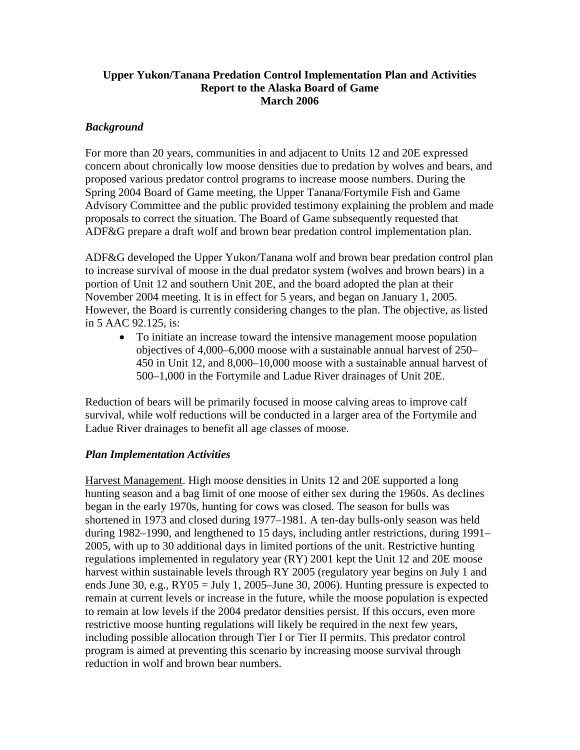**Upper Yukon/Tanana Predation Control Implementation Plan and Activities**
**Report to the Alaska Board of Game**
**March 2006**

### *Background*

For more than 20 years, communities in and adjacent to Units 12 and 20E expressed concern about chronically low moose densities due to predation by wolves and bears, and proposed various predator control programs to increase moose numbers. During the Spring 2004 Board of Game meeting, the Upper Tanana/Fortymile Fish and Game Advisory Committee and the public provided testimony explaining the problem and made proposals to correct the situation. The Board of Game subsequently requested that ADF&G prepare a draft wolf and brown bear predation control implementation plan.

ADF&G developed the Upper Yukon/Tanana wolf and brown bear predation control plan to increase survival of moose in the dual predator system (wolves and brown bears) in a portion of Unit 12 and southern Unit 20E, and the board adopted the plan at their November 2004 meeting. It is in effect for 5 years, and began on January 1, 2005. However, the Board is currently considering changes to the plan. The objective, as listed in 5 AAC 92.125, is:

- To initiate an increase toward the intensive management moose population objectives of 4,000–6,000 moose with a sustainable annual harvest of 250–450 in Unit 12, and 8,000–10,000 moose with a sustainable annual harvest of 500–1,000 in the Fortymile and Ladue River drainages of Unit 20E.

Reduction of bears will be primarily focused in moose calving areas to improve calf survival, while wolf reductions will be conducted in a larger area of the Fortymile and Ladue River drainages to benefit all age classes of moose.

### *Plan Implementation Activities*

Harvest Management. High moose densities in Units 12 and 20E supported a long hunting season and a bag limit of one moose of either sex during the 1960s. As declines began in the early 1970s, hunting for cows was closed. The season for bulls was shortened in 1973 and closed during 1977–1981. A ten-day bulls-only season was held during 1982–1990, and lengthened to 15 days, including antler restrictions, during 1991–2005, with up to 30 additional days in limited portions of the unit. Restrictive hunting regulations implemented in regulatory year (RY) 2001 kept the Unit 12 and 20E moose harvest within sustainable levels through RY 2005 (regulatory year begins on July 1 and ends June 30, e.g., RY05 = July 1, 2005–June 30, 2006). Hunting pressure is expected to remain at current levels or increase in the future, while the moose population is expected to remain at low levels if the 2004 predator densities persist. If this occurs, even more restrictive moose hunting regulations will likely be required in the next few years, including possible allocation through Tier I or Tier II permits. This predator control program is aimed at preventing this scenario by increasing moose survival through reduction in wolf and brown bear numbers.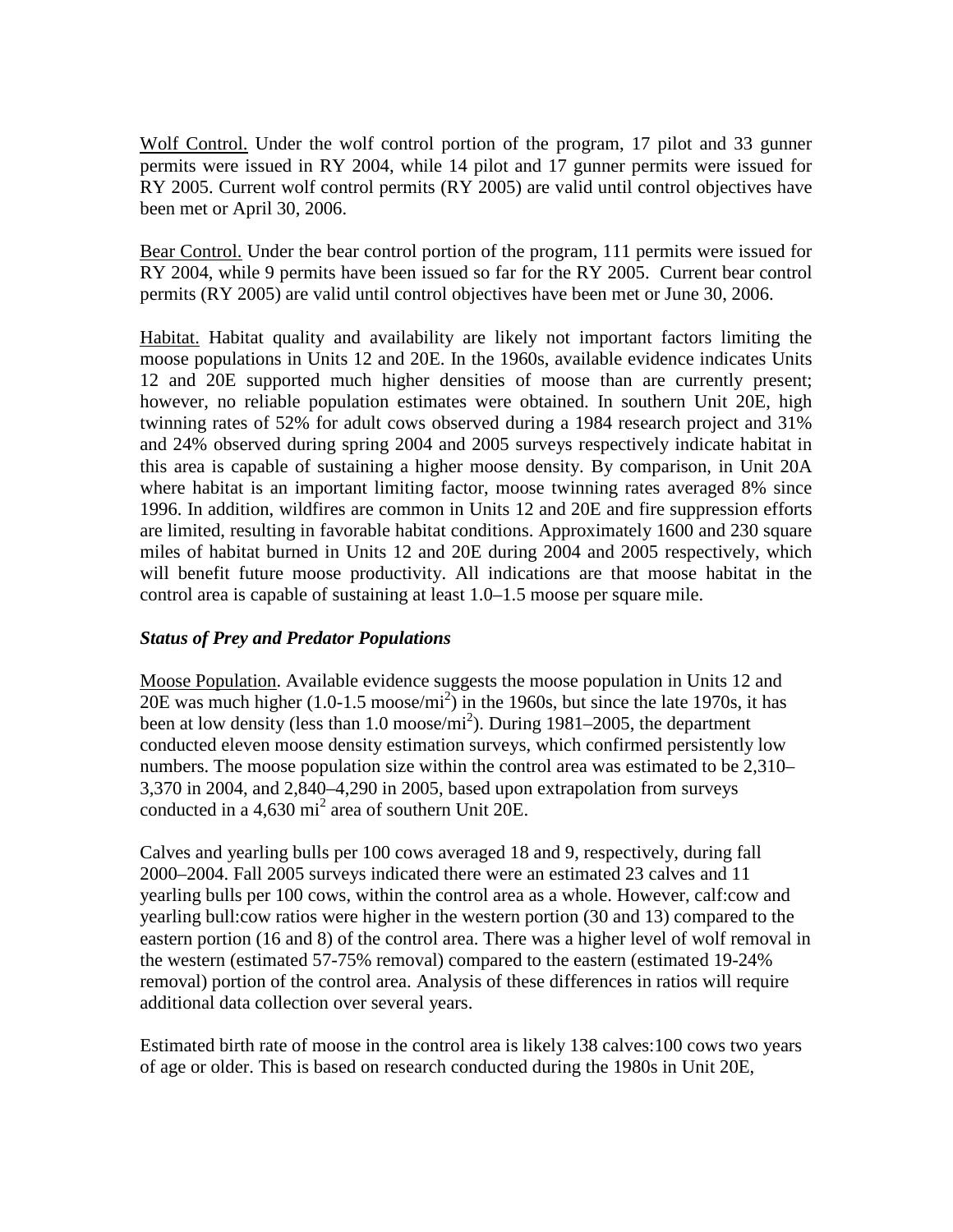Wolf Control. Under the wolf control portion of the program, 17 pilot and 33 gunner permits were issued in RY 2004, while 14 pilot and 17 gunner permits were issued for RY 2005. Current wolf control permits (RY 2005) are valid until control objectives have been met or April 30, 2006.

Bear Control. Under the bear control portion of the program, 111 permits were issued for RY 2004, while 9 permits have been issued so far for the RY 2005. Current bear control permits (RY 2005) are valid until control objectives have been met or June 30, 2006.

Habitat. Habitat quality and availability are likely not important factors limiting the moose populations in Units 12 and 20E. In the 1960s, available evidence indicates Units 12 and 20E supported much higher densities of moose than are currently present; however, no reliable population estimates were obtained. In southern Unit 20E, high twinning rates of 52% for adult cows observed during a 1984 research project and 31% and 24% observed during spring 2004 and 2005 surveys respectively indicate habitat in this area is capable of sustaining a higher moose density. By comparison, in Unit 20A where habitat is an important limiting factor, moose twinning rates averaged 8% since 1996. In addition, wildfires are common in Units 12 and 20E and fire suppression efforts are limited, resulting in favorable habitat conditions. Approximately 1600 and 230 square miles of habitat burned in Units 12 and 20E during 2004 and 2005 respectively, which will benefit future moose productivity. All indications are that moose habitat in the control area is capable of sustaining at least 1.0–1.5 moose per square mile.

### *Status of Prey and Predator Populations*

Moose Population. Available evidence suggests the moose population in Units 12 and 20E was much higher (1.0-1.5 moose/mi$^2$) in the 1960s, but since the late 1970s, it has been at low density (less than 1.0 moose/mi$^2$). During 1981–2005, the department conducted eleven moose density estimation surveys, which confirmed persistently low numbers. The moose population size within the control area was estimated to be 2,310–3,370 in 2004, and 2,840–4,290 in 2005, based upon extrapolation from surveys conducted in a 4,630 mi$^2$ area of southern Unit 20E.

Calves and yearling bulls per 100 cows averaged 18 and 9, respectively, during fall 2000–2004. Fall 2005 surveys indicated there were an estimated 23 calves and 11 yearling bulls per 100 cows, within the control area as a whole. However, calf:cow and yearling bull:cow ratios were higher in the western portion (30 and 13) compared to the eastern portion (16 and 8) of the control area. There was a higher level of wolf removal in the western (estimated 57-75% removal) compared to the eastern (estimated 19-24% removal) portion of the control area. Analysis of these differences in ratios will require additional data collection over several years.

Estimated birth rate of moose in the control area is likely 138 calves:100 cows two years of age or older. This is based on research conducted during the 1980s in Unit 20E,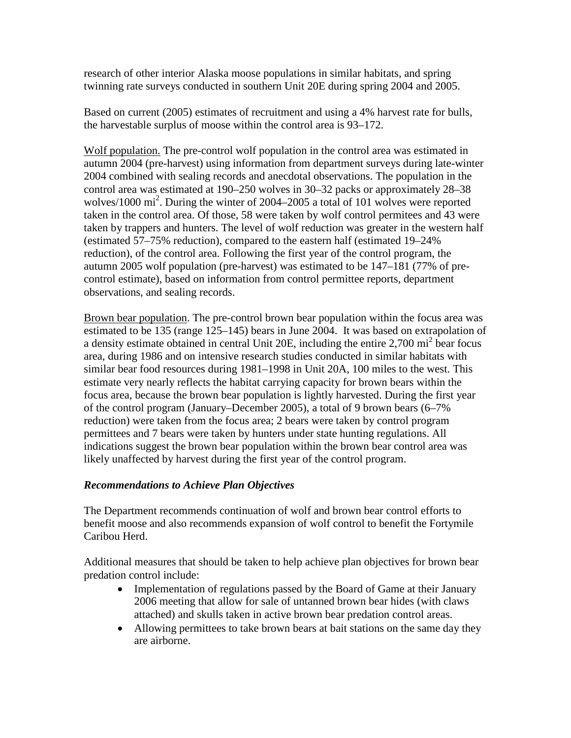research of other interior Alaska moose populations in similar habitats, and spring twinning rate surveys conducted in southern Unit 20E during spring 2004 and 2005.

Based on current (2005) estimates of recruitment and using a 4% harvest rate for bulls, the harvestable surplus of moose within the control area is 93–172.

Wolf population. The pre-control wolf population in the control area was estimated in autumn 2004 (pre-harvest) using information from department surveys during late-winter 2004 combined with sealing records and anecdotal observations. The population in the control area was estimated at 190–250 wolves in 30–32 packs or approximately 28–38 wolves/1000 $mi^2$. During the winter of 2004–2005 a total of 101 wolves were reported taken in the control area. Of those, 58 were taken by wolf control permitees and 43 were taken by trappers and hunters. The level of wolf reduction was greater in the western half (estimated 57–75% reduction), compared to the eastern half (estimated 19–24% reduction), of the control area. Following the first year of the control program, the autumn 2005 wolf population (pre-harvest) was estimated to be 147–181 (77% of pre-control estimate), based on information from control permittee reports, department observations, and sealing records.

Brown bear population. The pre-control brown bear population within the focus area was estimated to be 135 (range 125–145) bears in June 2004. It was based on extrapolation of a density estimate obtained in central Unit 20E, including the entire 2,700 $mi^2$ bear focus area, during 1986 and on intensive research studies conducted in similar habitats with similar bear food resources during 1981–1998 in Unit 20A, 100 miles to the west. This estimate very nearly reflects the habitat carrying capacity for brown bears within the focus area, because the brown bear population is lightly harvested. During the first year of the control program (January–December 2005), a total of 9 brown bears (6–7% reduction) were taken from the focus area; 2 bears were taken by control program permittees and 7 bears were taken by hunters under state hunting regulations. All indications suggest the brown bear population within the brown bear control area was likely unaffected by harvest during the first year of the control program.

***Recommendations to Achieve Plan Objectives***

The Department recommends continuation of wolf and brown bear control efforts to benefit moose and also recommends expansion of wolf control to benefit the Fortymile Caribou Herd.

Additional measures that should be taken to help achieve plan objectives for brown bear predation control include:

- Implementation of regulations passed by the Board of Game at their January 2006 meeting that allow for sale of untanned brown bear hides (with claws attached) and skulls taken in active brown bear predation control areas.
- Allowing permittees to take brown bears at bait stations on the same day they are airborne.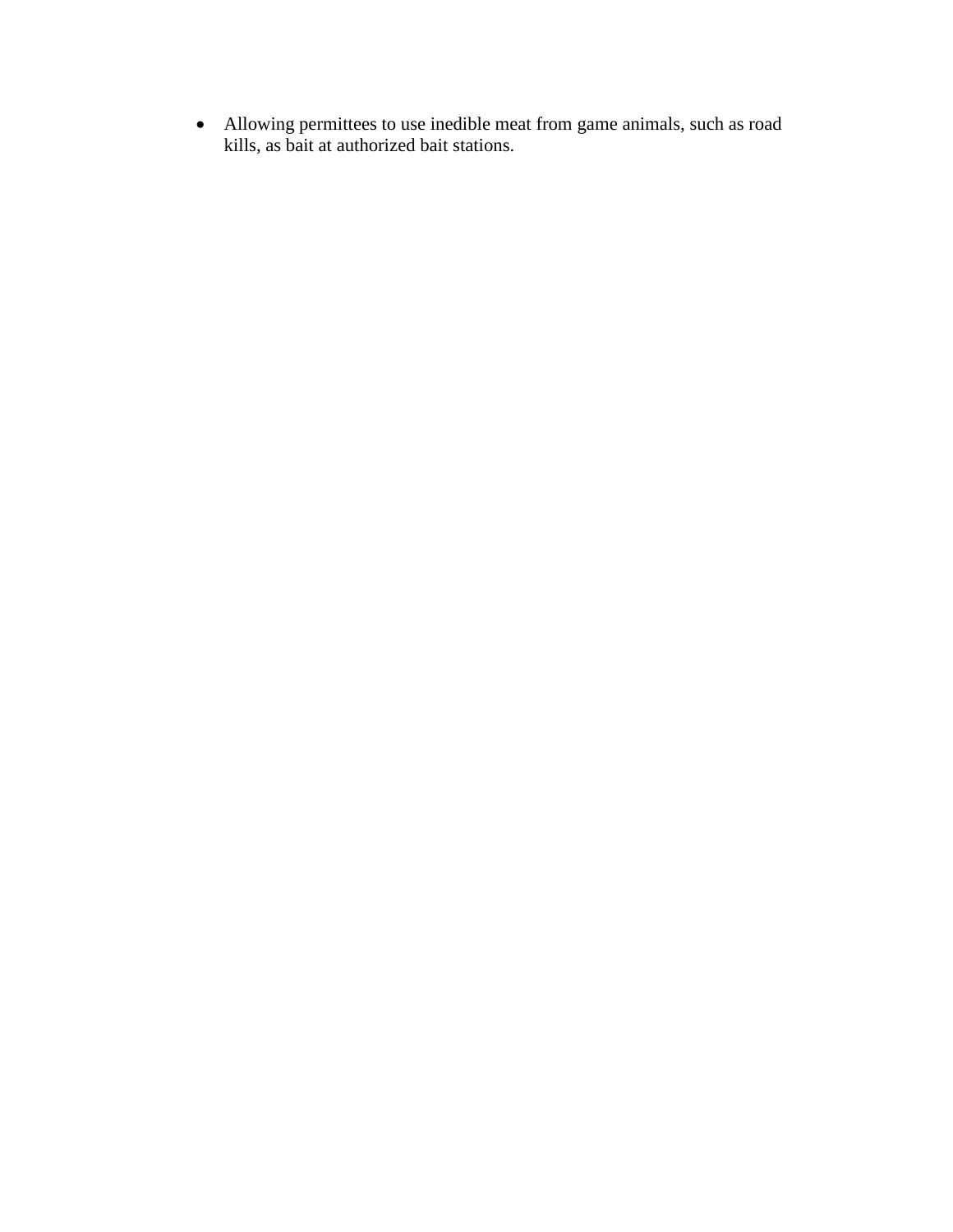- Allowing permittees to use inedible meat from game animals, such as road kills, as bait at authorized bait stations.